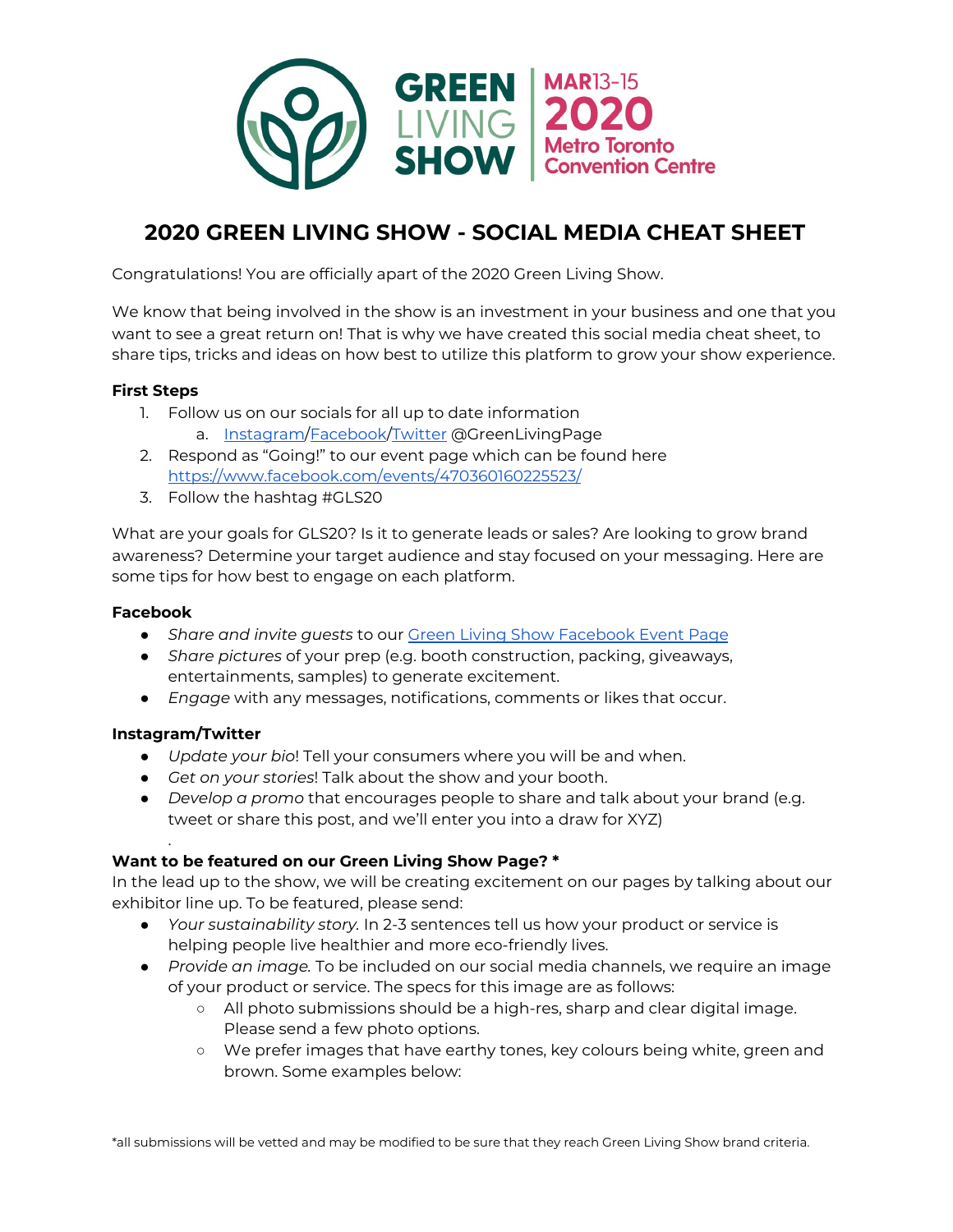GREEN LIVING SHOW | MAR 13-15 2020 Metro Toronto Convention Centre

# 2020 GREEN LIVING SHOW - SOCIAL MEDIA CHEAT SHEET

Congratulations! You are officially apart of the 2020 Green Living Show.

We know that being involved in the show is an investment in your business and one that you want to see a great return on! That is why we have created this social media cheat sheet, to share tips, tricks and ideas on how best to utilize this platform to grow your show experience.

**First Steps**

1. Follow us on our socials for all up to date information
   a. Instagram/Facebook/Twitter @GreenLivingPage
2. Respond as "Going!" to our event page which can be found here https://www.facebook.com/events/470360160225523/
3. Follow the hashtag #GLS20

What are your goals for GLS20? Is it to generate leads or sales? Are looking to grow brand awareness? Determine your target audience and stay focused on your messaging. Here are some tips for how best to engage on each platform.

**Facebook**

- *Share and invite guests* to our Green Living Show Facebook Event Page
- *Share pictures* of your prep (e.g. booth construction, packing, giveaways, entertainments, samples) to generate excitement.
- *Engage* with any messages, notifications, comments or likes that occur.

**Instagram/Twitter**

- *Update your bio*! Tell your consumers where you will be and when.
- *Get on your stories*! Talk about the show and your booth.
- *Develop a promo* that encourages people to share and talk about your brand (e.g. tweet or share this post, and we'll enter you into a draw for XYZ)

.

**Want to be featured on our Green Living Show Page? ***

In the lead up to the show, we will be creating excitement on our pages by talking about our exhibitor line up. To be featured, please send:

- *Your sustainability story.* In 2-3 sentences tell us how your product or service is helping people live healthier and more eco-friendly lives.
- *Provide an image.* To be included on our social media channels, we require an image of your product or service. The specs for this image are as follows:
  - All photo submissions should be a high-res, sharp and clear digital image. Please send a few photo options.
  - We prefer images that have earthy tones, key colours being white, green and brown. Some examples below:

*all submissions will be vetted and may be modified to be sure that they reach Green Living Show brand criteria.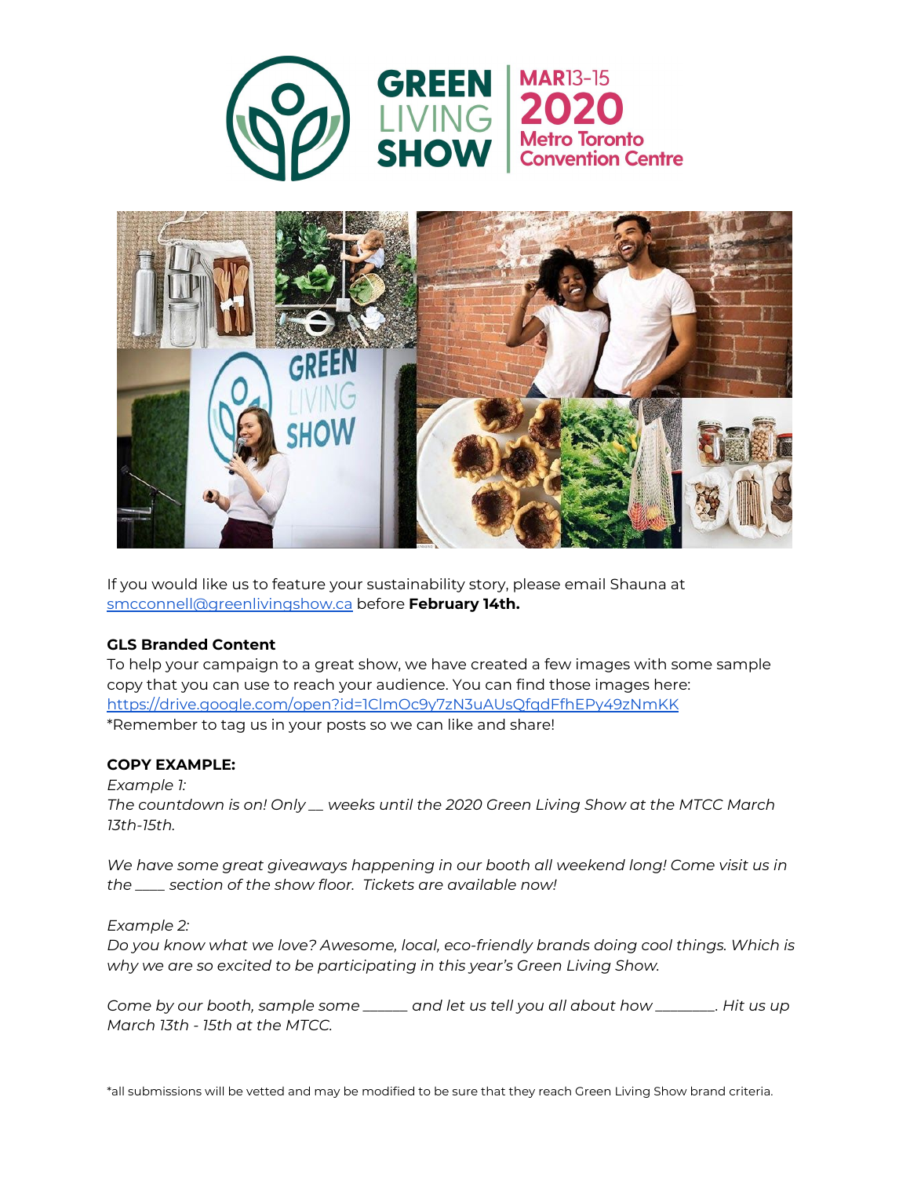GREEN LIVING SHOW

MAR13-15 2020 Metro Toronto Convention Centre

If you would like us to feature your sustainability story, please email Shauna at smcconnell@greenlivingshow.ca before **February 14th.**

**GLS Branded Content**

To help your campaign to a great show, we have created a few images with some sample copy that you can use to reach your audience. You can find those images here: https://drive.google.com/open?id=1ClmOc9y7zN3uAUsQfqdFfhEPy49zNmKK

*Remember to tag us in your posts so we can like and share!

**COPY EXAMPLE:**

*Example 1:*

*The countdown is on! Only __ weeks until the 2020 Green Living Show at the MTCC March 13th-15th.*

*We have some great giveaways happening in our booth all weekend long! Come visit us in the ____ section of the show floor. Tickets are available now!*

*Example 2:*

*Do you know what we love? Awesome, local, eco-friendly brands doing cool things. Which is why we are so excited to be participating in this year's Green Living Show.*

*Come by our booth, sample some ______ and let us tell you all about how ________. Hit us up March 13th - 15th at the MTCC.*

*all submissions will be vetted and may be modified to be sure that they reach Green Living Show brand criteria.